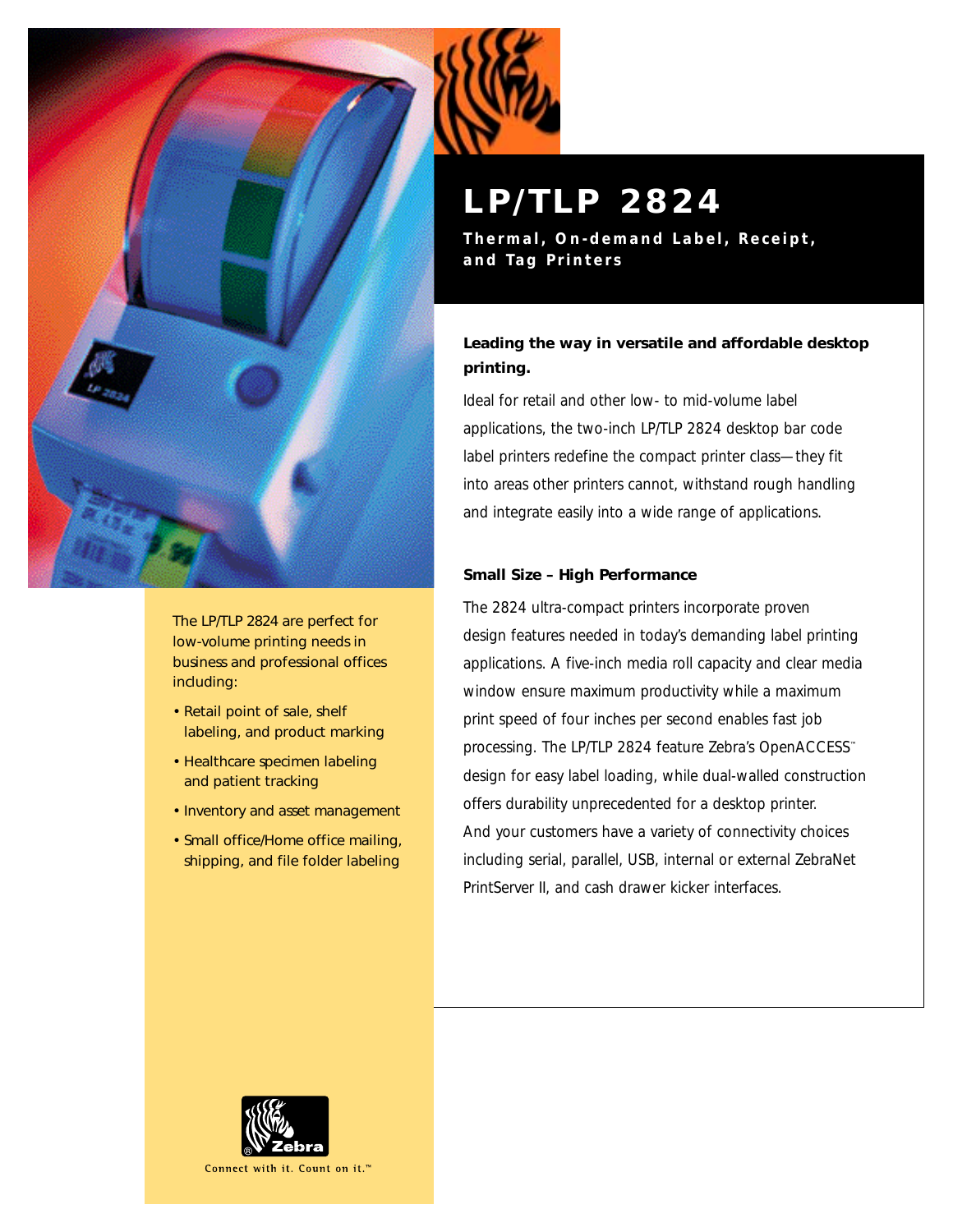# LP/TLP 2824

**Thermal, On-demand Label, Receipt, and Tag Printers**

**Leading the way in versatile and affordable desktop printing.**

Ideal for retail and other low- to mid-volume label applications, the two-inch LP/TLP 2824 desktop bar code label printers redefine the compact printer class—they fit into areas other printers cannot, withstand rough handling and integrate easily into a wide range of applications.

**Small Size – High Performance**

The 2824 ultra-compact printers incorporate proven design features needed in today's demanding label printing applications. A five-inch media roll capacity and clear media window ensure maximum productivity while a maximum print speed of four inches per second enables fast job processing. The LP/TLP 2824 feature Zebra's OpenACCESS™ design for easy label loading, while dual-walled construction offers durability unprecedented for a desktop printer. And your customers have a variety of connectivity choices including serial, parallel, USB, internal or external ZebraNet PrintServer II, and cash drawer kicker interfaces.

The LP/TLP 2824 are perfect for low-volume printing needs in business and professional offices including:

- Retail point of sale, shelf labeling, and product marking
- Healthcare specimen labeling and patient tracking
- Inventory and asset management
- Small office/Home office mailing, shipping, and file folder labeling

Zebra

Connect with it. Count on it.™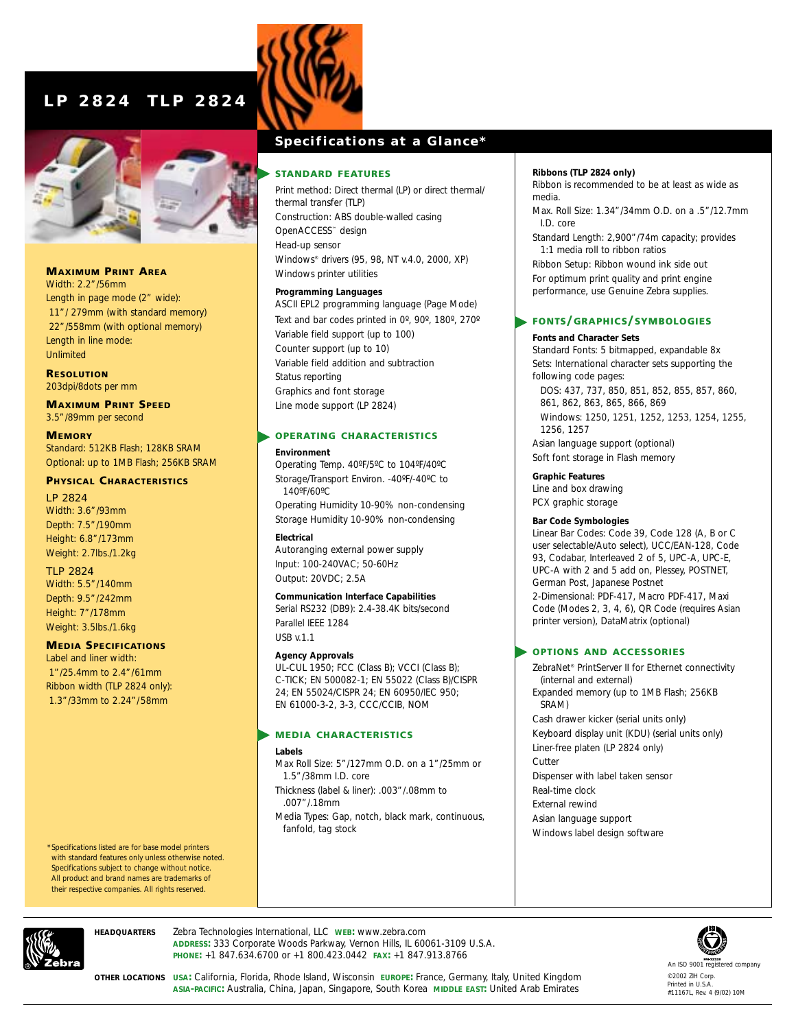# LP 2824 TLP 2824

### Maximum Print Area

Width: 2.2"/56mm
Length in page mode (2" wide):
11"/ 279mm (with standard memory)
22"/558mm (with optional memory)
Length in line mode:
Unlimited

### Resolution

203dpi/8dots per mm

### Maximum Print Speed

3.5"/89mm per second

### Memory

Standard: 512KB Flash; 128KB SRAM
Optional: up to 1MB Flash; 256KB SRAM

### Physical Characteristics

LP 2824
Width: 3.6"/93mm
Depth: 7.5"/190mm
Height: 6.8"/173mm
Weight: 2.7lbs./1.2kg

TLP 2824
Width: 5.5"/140mm
Depth: 9.5"/242mm
Height: 7"/178mm
Weight: 3.5lbs./1.6kg

### Media Specifications

Label and liner width:
1"/25.4mm to 2.4"/61mm
Ribbon width (TLP 2824 only):
1.3"/33mm to 2.24"/58mm

*Specifications listed are for base model printers with standard features only unless otherwise noted. Specifications subject to change without notice. All product and brand names are trademarks of their respective companies. All rights reserved.

## Specifications at a Glance*

### STANDARD FEATURES

Print method: Direct thermal (LP) or direct thermal/thermal transfer (TLP)
Construction: ABS double-walled casing
OpenACCESS™ design
Head-up sensor
Windows® drivers (95, 98, NT v.4.0, 2000, XP)
Windows printer utilities

**Programming Languages**

ASCII EPL2 programming language (Page Mode)
Text and bar codes printed in 0º, 90º, 180º, 270º
Variable field support (up to 100)
Counter support (up to 10)
Variable field addition and subtraction
Status reporting
Graphics and font storage
Line mode support (LP 2824)

### OPERATING CHARACTERISTICS

**Environment**

Operating Temp. 40ºF/5ºC to 104ºF/40ºC
Storage/Transport Environ. -40ºF/-40ºC to 140ºF/60ºC
Operating Humidity 10-90% non-condensing
Storage Humidity 10-90% non-condensing

**Electrical**

Autoranging external power supply
Input: 100-240VAC; 50-60Hz
Output: 20VDC; 2.5A

**Communication Interface Capabilities**

Serial RS232 (DB9): 2.4-38.4K bits/second
Parallel IEEE 1284
USB v.1.1

**Agency Approvals**

UL-CUL 1950; FCC (Class B); VCCI (Class B); C-TICK; EN 500082-1; EN 55022 (Class B)/CISPR 24; EN 55024/CISPR 24; EN 60950/IEC 950; EN 61000-3-2, 3-3, CCC/CCIB, NOM

### MEDIA CHARACTERISTICS

**Labels**

Max Roll Size: 5"/127mm O.D. on a 1"/25mm or 1.5"/38mm I.D. core
Thickness (label & liner): .003"/.08mm to .007"/.18mm
Media Types: Gap, notch, black mark, continuous, fanfold, tag stock

**Ribbons (TLP 2824 only)**

Ribbon is recommended to be at least as wide as media.
Max. Roll Size: 1.34"/34mm O.D. on a .5"/12.7mm I.D. core
Standard Length: 2,900"/74m capacity; provides 1:1 media roll to ribbon ratios
Ribbon Setup: Ribbon wound ink side out
For optimum print quality and print engine performance, use Genuine Zebra supplies.

### FONTS/GRAPHICS/SYMBOLOGIES

**Fonts and Character Sets**

Standard Fonts: 5 bitmapped, expandable 8x
Sets: International character sets supporting the following code pages:
DOS: 437, 737, 850, 851, 852, 855, 857, 860, 861, 862, 863, 865, 866, 869
Windows: 1250, 1251, 1252, 1253, 1254, 1255, 1256, 1257
Asian language support (optional)
Soft font storage in Flash memory

**Graphic Features**

Line and box drawing
PCX graphic storage

**Bar Code Symbologies**

Linear Bar Codes: Code 39, Code 128 (A, B or C user selectable/Auto select), UCC/EAN-128, Code 93, Codabar, Interleaved 2 of 5, UPC-A, UPC-E, UPC-A with 2 and 5 add on, Plessey, POSTNET, German Post, Japanese Postnet
2-Dimensional: PDF-417, Macro PDF-417, Maxi Code (Modes 2, 3, 4, 6), QR Code (requires Asian printer version), DataMatrix (optional)

### OPTIONS AND ACCESSORIES

ZebraNet® PrintServer II for Ethernet connectivity (internal and external)
Expanded memory (up to 1MB Flash; 256KB SRAM)
Cash drawer kicker (serial units only)
Keyboard display unit (KDU) (serial units only)
Liner-free platen (LP 2824 only)
Cutter
Dispenser with label taken sensor
Real-time clock
External rewind
Asian language support
Windows label design software

**HEADQUARTERS** Zebra Technologies International, LLC **WEB:** www.zebra.com
**ADDRESS:** 333 Corporate Woods Parkway, Vernon Hills, IL 60061-3109 U.S.A.
**PHONE:** +1 847.634.6700 or +1 800.423.0442 **FAX:** +1 847.913.8766

**OTHER LOCATIONS** **USA:** California, Florida, Rhode Island, Wisconsin **EUROPE:** France, Germany, Italy, United Kingdom
**ASIA-PACIFIC:** Australia, China, Japan, Singapore, South Korea **MIDDLE EAST:** United Arab Emirates

An ISO 9001 registered company
©2002 ZIH Corp.
Printed in U.S.A.
#11167L, Rev. 4 (9/02) 10M